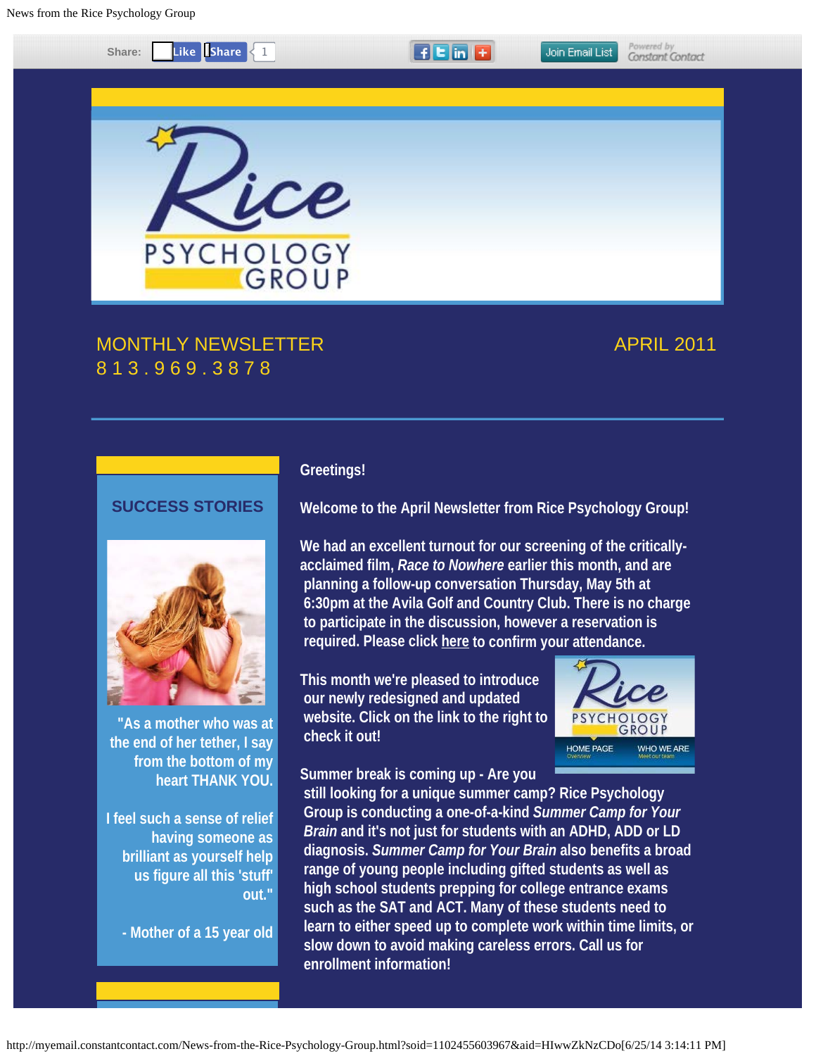News from the Rice Psychology Group

Share: Like Share 1

Join Email List

# MONTHLY NEWSLETTER

APRIL 2011

813.969.3878

## SUCCESS STORIES

"As a mother who was at the end of her tether, I say from the bottom of my heart THANK YOU.

I feel such a sense of relief having someone as brilliant as yourself help us figure all this 'stuff' out."

- Mother of a 15 year old

Greetings!

Welcome to the April Newsletter from Rice Psychology Group!

We had an excellent turnout for our screening of the critically-acclaimed film, *Race to Nowhere* earlier this month, and are planning a follow-up conversation Thursday, May 5th at 6:30pm at the Avila Golf and Country Club. There is no charge to participate in the discussion, however a reservation is required. Please click here to confirm your attendance.

This month we're pleased to introduce our newly redesigned and updated website. Click on the link to the right to check it out!

Summer break is coming up - Are you still looking for a unique summer camp? Rice Psychology Group is conducting a one-of-a-kind *Summer Camp for Your Brain* and it's not just for students with an ADHD, ADD or LD diagnosis. *Summer Camp for Your Brain* also benefits a broad range of young people including gifted students as well as high school students prepping for college entrance exams such as the SAT and ACT. Many of these students need to learn to either speed up to complete work within time limits, or slow down to avoid making careless errors. Call us for enrollment information!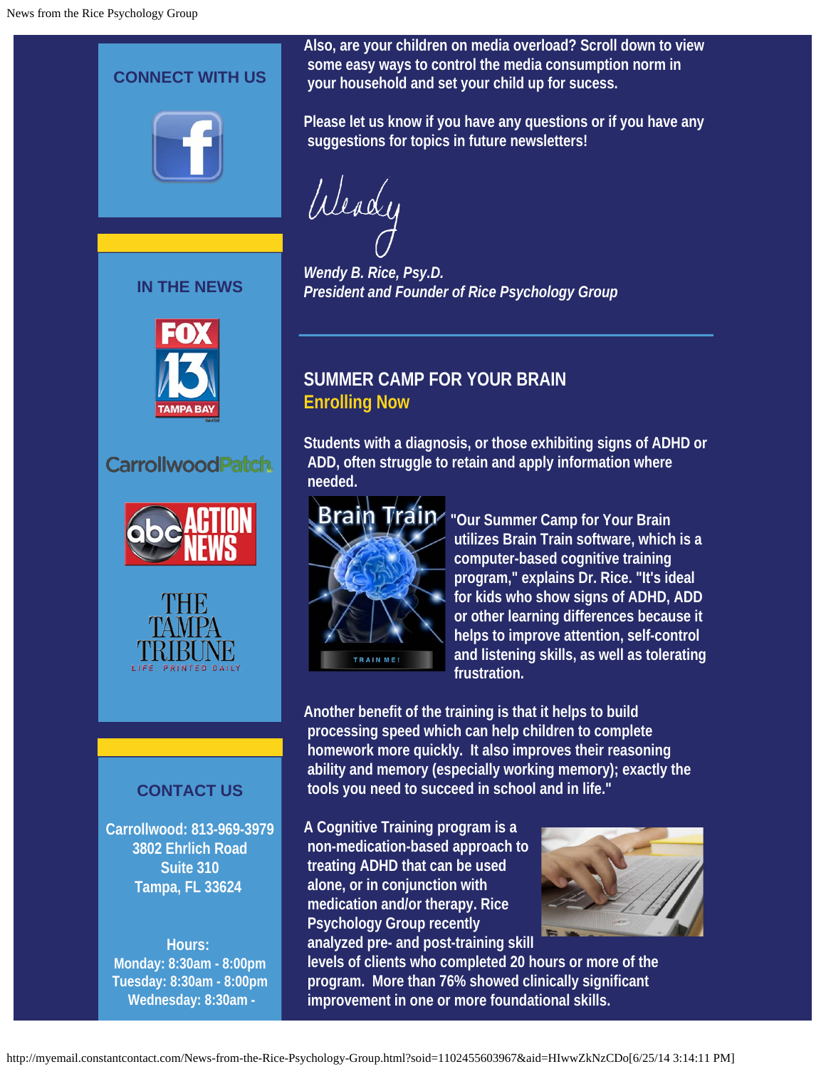Also, are your children on media overload? Scroll down to view some easy ways to control the media consumption norm in your household and set your child up for sucess.

Please let us know if you have any questions or if you have any suggestions for topics in future newsletters!

Wendy

*Wendy B. Rice, Psy.D.*
*President and Founder of Rice Psychology Group*

---

## SUMMER CAMP FOR YOUR BRAIN

### Enrolling Now

Students with a diagnosis, or those exhibiting signs of ADHD or ADD, often struggle to retain and apply information where needed.

"Our Summer Camp for Your Brain utilizes Brain Train software, which is a computer-based cognitive training program," explains Dr. Rice. "It's ideal for kids who show signs of ADHD, ADD or other learning differences because it helps to improve attention, self-control and listening skills, as well as tolerating frustration.

Another benefit of the training is that it helps to build processing speed which can help children to complete homework more quickly. It also improves their reasoning ability and memory (especially working memory); exactly the tools you need to succeed in school and in life."

A Cognitive Training program is a non-medication-based approach to treating ADHD that can be used alone, or in conjunction with medication and/or therapy. Rice Psychology Group recently analyzed pre- and post-training skill levels of clients who completed 20 hours or more of the program. More than 76% showed clinically significant improvement in one or more foundational skills.

---

**CONNECT WITH US**

**IN THE NEWS**

FOX 13 Tampa Bay

Carrollwood Patch

abc Action News

The Tampa Tribune — Life. Printed Daily

**CONTACT US**

Carrollwood: 813-969-3979
3802 Ehrlich Road
Suite 310
Tampa, FL 33624

Hours:
Monday: 8:30am - 8:00pm
Tuesday: 8:30am - 8:00pm
Wednesday: 8:30am -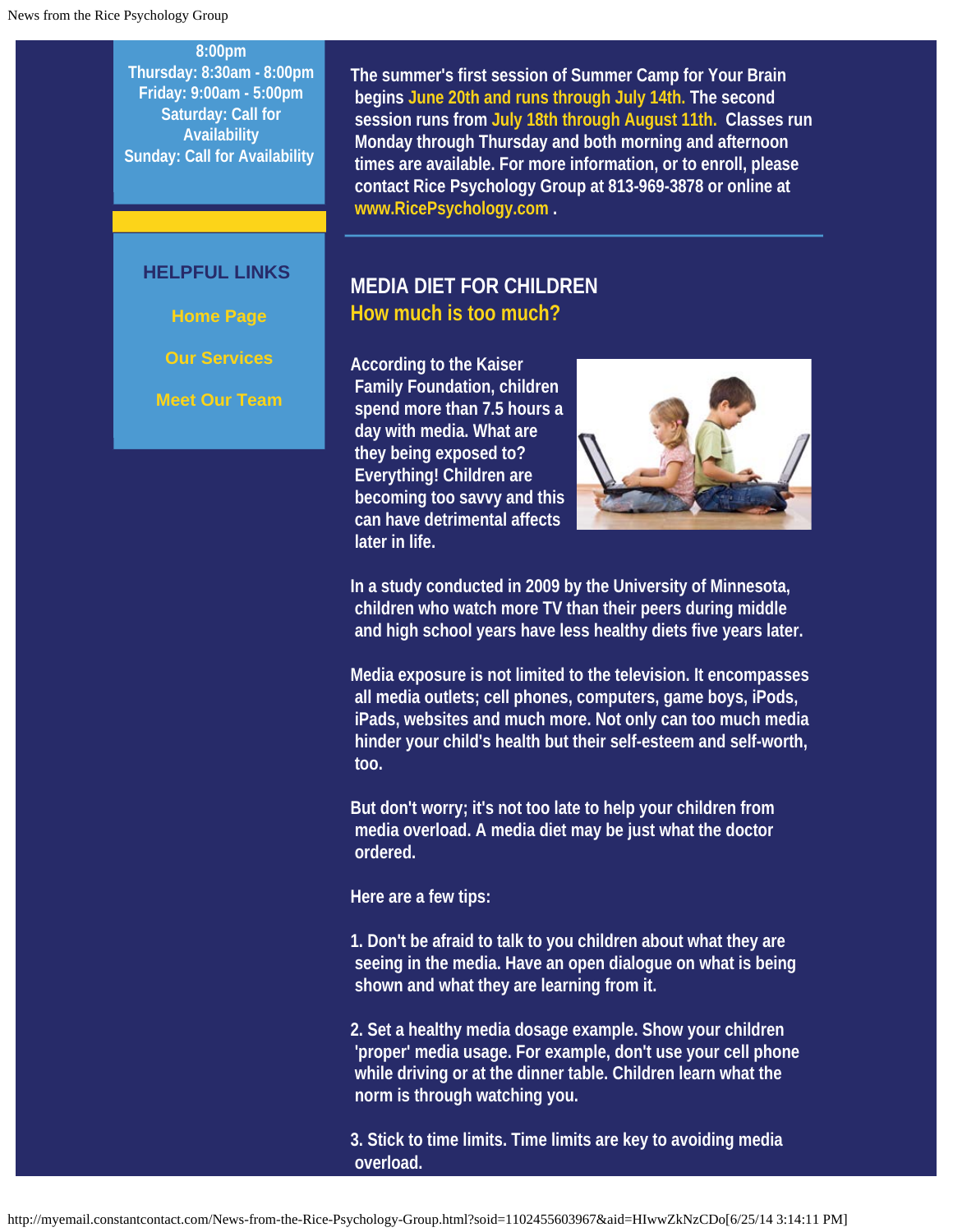8:00pm
Thursday: 8:30am - 8:00pm
Friday: 9:00am - 5:00pm
Saturday: Call for Availability
Sunday: Call for Availability

## HELPFUL LINKS

Home Page

Our Services

Meet Our Team

The summer's first session of Summer Camp for Your Brain begins June 20th and runs through July 14th. The second session runs from July 18th through August 11th. Classes run Monday through Thursday and both morning and afternoon times are available. For more information, or to enroll, please contact Rice Psychology Group at 813-969-3878 or online at www.RicePsychology.com .

## MEDIA DIET FOR CHILDREN

### How much is too much?

According to the Kaiser Family Foundation, children spend more than 7.5 hours a day with media. What are they being exposed to? Everything! Children are becoming too savvy and this can have detrimental affects later in life.

In a study conducted in 2009 by the University of Minnesota, children who watch more TV than their peers during middle and high school years have less healthy diets five years later.

Media exposure is not limited to the television. It encompasses all media outlets; cell phones, computers, game boys, iPods, iPads, websites and much more. Not only can too much media hinder your child's health but their self-esteem and self-worth, too.

But don't worry; it's not too late to help your children from media overload. A media diet may be just what the doctor ordered.

Here are a few tips:

1. Don't be afraid to talk to you children about what they are seeing in the media. Have an open dialogue on what is being shown and what they are learning from it.

2. Set a healthy media dosage example. Show your children 'proper' media usage. For example, don't use your cell phone while driving or at the dinner table. Children learn what the norm is through watching you.

3. Stick to time limits. Time limits are key to avoiding media overload.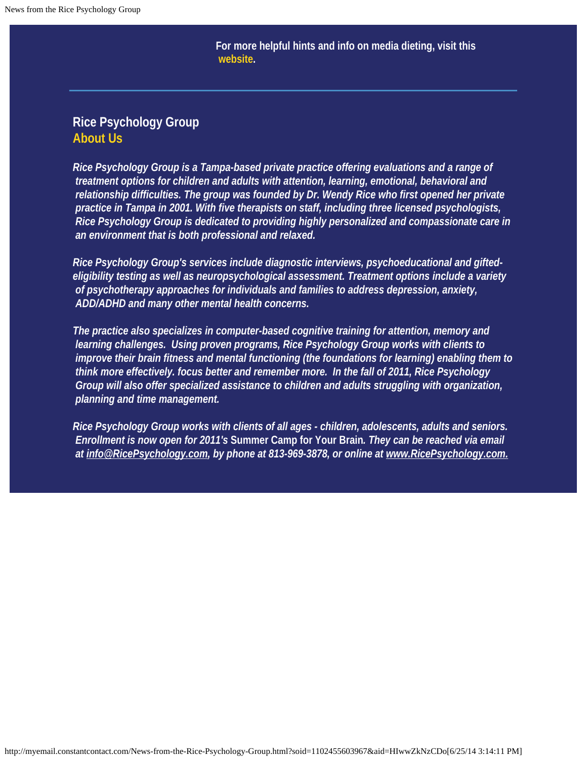For more helpful hints and info on media dieting, visit this **website**.

---

## Rice Psychology Group

## About Us

*Rice Psychology Group is a Tampa-based private practice offering evaluations and a range of treatment options for children and adults with attention, learning, emotional, behavioral and relationship difficulties. The group was founded by Dr. Wendy Rice who first opened her private practice in Tampa in 2001. With five therapists on staff, including three licensed psychologists, Rice Psychology Group is dedicated to providing highly personalized and compassionate care in an environment that is both professional and relaxed.*

*Rice Psychology Group's services include diagnostic interviews, psychoeducational and gifted-eligibility testing as well as neuropsychological assessment. Treatment options include a variety of psychotherapy approaches for individuals and families to address depression, anxiety, ADD/ADHD and many other mental health concerns.*

*The practice also specializes in computer-based cognitive training for attention, memory and learning challenges. Using proven programs, Rice Psychology Group works with clients to improve their brain fitness and mental functioning (the foundations for learning) enabling them to think more effectively. focus better and remember more. In the fall of 2011, Rice Psychology Group will also offer specialized assistance to children and adults struggling with organization, planning and time management.*

*Rice Psychology Group works with clients of all ages - children, adolescents, adults and seniors. Enrollment is now open for 2011's* Summer Camp for Your Brain. *They can be reached via email at info@RicePsychology.com, by phone at 813-969-3878, or online at www.RicePsychology.com.*